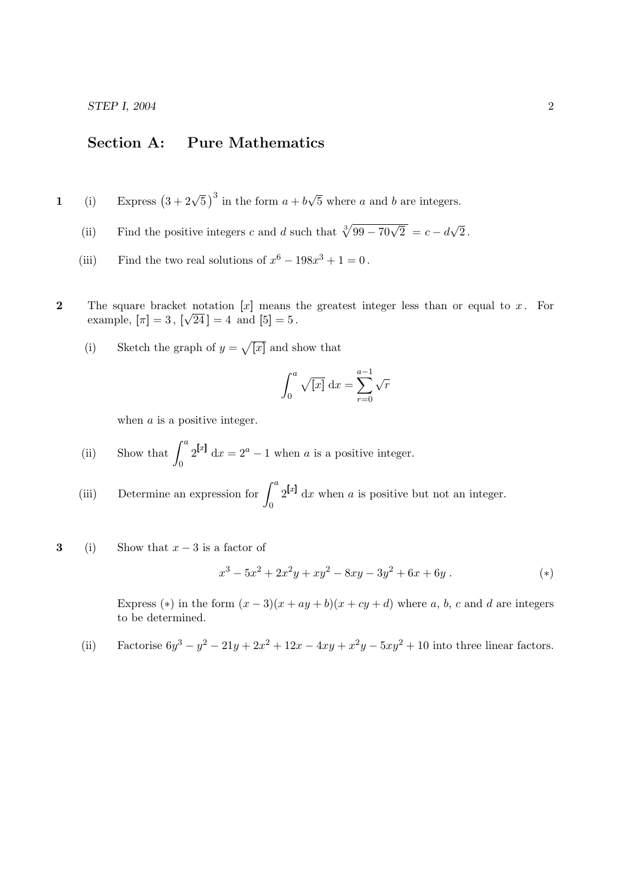## Section A: Pure Mathematics

**1** (i) Express $\left(3 + 2\sqrt{5}\right)^3$ in the form $a + b\sqrt{5}$ where $a$ and $b$ are integers.

(ii) Find the positive integers $c$ and $d$ such that $\sqrt[3]{99 - 70\sqrt{2}} = c - d\sqrt{2}$.

(iii) Find the two real solutions of $x^6 - 198x^3 + 1 = 0$.

**2** The square bracket notation $[x]$ means the greatest integer less than or equal to $x$. For example, $[\pi] = 3$, $[\sqrt{24}\,] = 4$ and $[5] = 5$.

(i) Sketch the graph of $y = \sqrt{[x]}$ and show that

$$\int_0^a \sqrt{[x]}\;\mathrm{d}x = \sum_{r=0}^{a-1} \sqrt{r}$$

when $a$ is a positive integer.

(ii) Show that $\displaystyle\int_0^a 2^{[x]}\;\mathrm{d}x = 2^a - 1$ when $a$ is a positive integer.

(iii) Determine an expression for $\displaystyle\int_0^a 2^{[x]}\;\mathrm{d}x$ when $a$ is positive but not an integer.

**3** (i) Show that $x - 3$ is a factor of

$$x^3 - 5x^2 + 2x^2y + xy^2 - 8xy - 3y^2 + 6x + 6y\,. \qquad (*)$$

Express $(*)$ in the form $(x - 3)(x + ay + b)(x + cy + d)$ where $a$, $b$, $c$ and $d$ are integers to be determined.

(ii) Factorise $6y^3 - y^2 - 21y + 2x^2 + 12x - 4xy + x^2y - 5xy^2 + 10$ into three linear factors.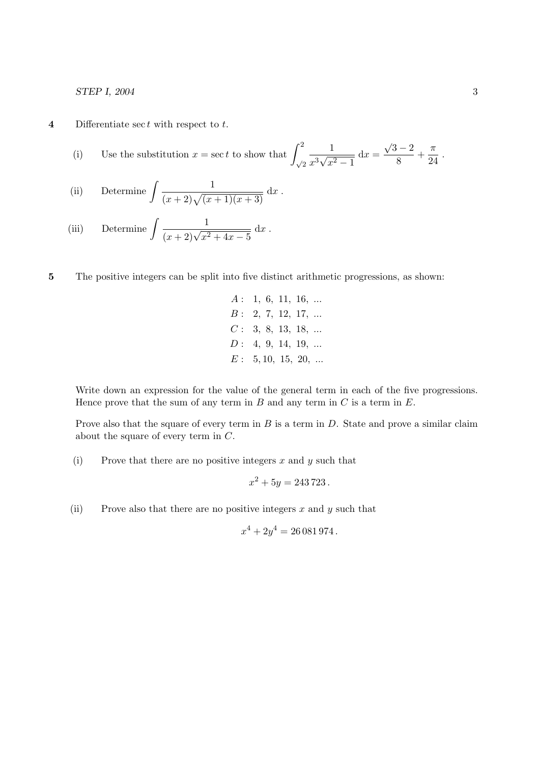**4** Differentiate $\sec t$ with respect to $t$.

(i) Use the substitution $x = \sec t$ to show that $\displaystyle\int_{\sqrt{2}}^{2} \frac{1}{x^3\sqrt{x^2-1}}\,\mathrm{d}x = \frac{\sqrt{3}-2}{8} + \frac{\pi}{24}$.

(ii) Determine $\displaystyle\int \frac{1}{(x+2)\sqrt{(x+1)(x+3)}}\,\mathrm{d}x$.

(iii) Determine $\displaystyle\int \frac{1}{(x+2)\sqrt{x^2+4x-5}}\,\mathrm{d}x$.

**5** The positive integers can be split into five distinct arithmetic progressions, as shown:

$$
\begin{aligned}
A &: \ 1,\ 6,\ 11,\ 16,\ ...\\
B &: \ 2,\ 7,\ 12,\ 17,\ ...\\
C &: \ 3,\ 8,\ 13,\ 18,\ ...\\
D &: \ 4,\ 9,\ 14,\ 19,\ ...\\
E &: \ 5, 10,\ 15,\ 20,\ ...
\end{aligned}
$$

Write down an expression for the value of the general term in each of the five progressions. Hence prove that the sum of any term in $B$ and any term in $C$ is a term in $E$.

Prove also that the square of every term in $B$ is a term in $D$. State and prove a similar claim about the square of every term in $C$.

(i) Prove that there are no positive integers $x$ and $y$ such that

$$x^2 + 5y = 243\,723\,.$$

(ii) Prove also that there are no positive integers $x$ and $y$ such that

$$x^4 + 2y^4 = 26\,081\,974\,.$$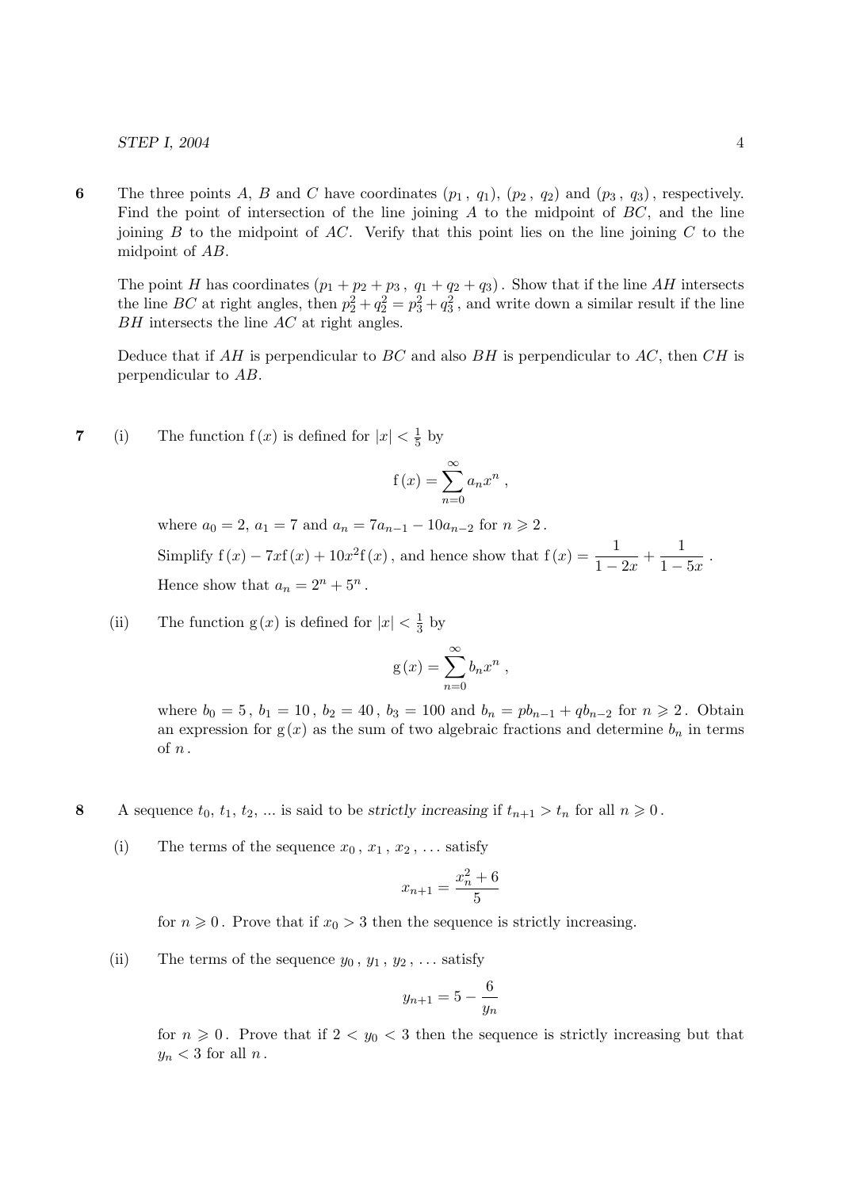**6** The three points $A$, $B$ and $C$ have coordinates $(p_1\,,\ q_1)$, $(p_2\,,\ q_2)$ and $(p_3\,,\ q_3)$, respectively. Find the point of intersection of the line joining $A$ to the midpoint of $BC$, and the line joining $B$ to the midpoint of $AC$. Verify that this point lies on the line joining $C$ to the midpoint of $AB$.

The point $H$ has coordinates $(p_1 + p_2 + p_3\,,\ q_1 + q_2 + q_3)$. Show that if the line $AH$ intersects the line $BC$ at right angles, then $p_2^2 + q_2^2 = p_3^2 + q_3^2$, and write down a similar result if the line $BH$ intersects the line $AC$ at right angles.

Deduce that if $AH$ is perpendicular to $BC$ and also $BH$ is perpendicular to $AC$, then $CH$ is perpendicular to $AB$.

**7** (i) The function $\mathrm{f}(x)$ is defined for $|x| < \frac{1}{5}$ by

$$\mathrm{f}(x) = \sum_{n=0}^{\infty} a_n x^n\,,$$

where $a_0 = 2$, $a_1 = 7$ and $a_n = 7a_{n-1} - 10a_{n-2}$ for $n \geqslant 2$.

Simplify $\mathrm{f}(x) - 7x\mathrm{f}(x) + 10x^2\mathrm{f}(x)$, and hence show that $\mathrm{f}(x) = \dfrac{1}{1-2x} + \dfrac{1}{1-5x}$.

Hence show that $a_n = 2^n + 5^n$.

(ii) The function $\mathrm{g}(x)$ is defined for $|x| < \frac{1}{3}$ by

$$\mathrm{g}(x) = \sum_{n=0}^{\infty} b_n x^n\,,$$

where $b_0 = 5$, $b_1 = 10$, $b_2 = 40$, $b_3 = 100$ and $b_n = pb_{n-1} + qb_{n-2}$ for $n \geqslant 2$. Obtain an expression for $\mathrm{g}(x)$ as the sum of two algebraic fractions and determine $b_n$ in terms of $n$.

**8** A sequence $t_0$, $t_1$, $t_2$, ... is said to be *strictly increasing* if $t_{n+1} > t_n$ for all $n \geqslant 0$.

(i) The terms of the sequence $x_0\,,\ x_1\,,\ x_2\,,\ \ldots$ satisfy

$$x_{n+1} = \frac{x_n^2 + 6}{5}$$

for $n \geqslant 0$. Prove that if $x_0 > 3$ then the sequence is strictly increasing.

(ii) The terms of the sequence $y_0\,,\ y_1\,,\ y_2\,,\ \ldots$ satisfy

$$y_{n+1} = 5 - \frac{6}{y_n}$$

for $n \geqslant 0$. Prove that if $2 < y_0 < 3$ then the sequence is strictly increasing but that $y_n < 3$ for all $n$.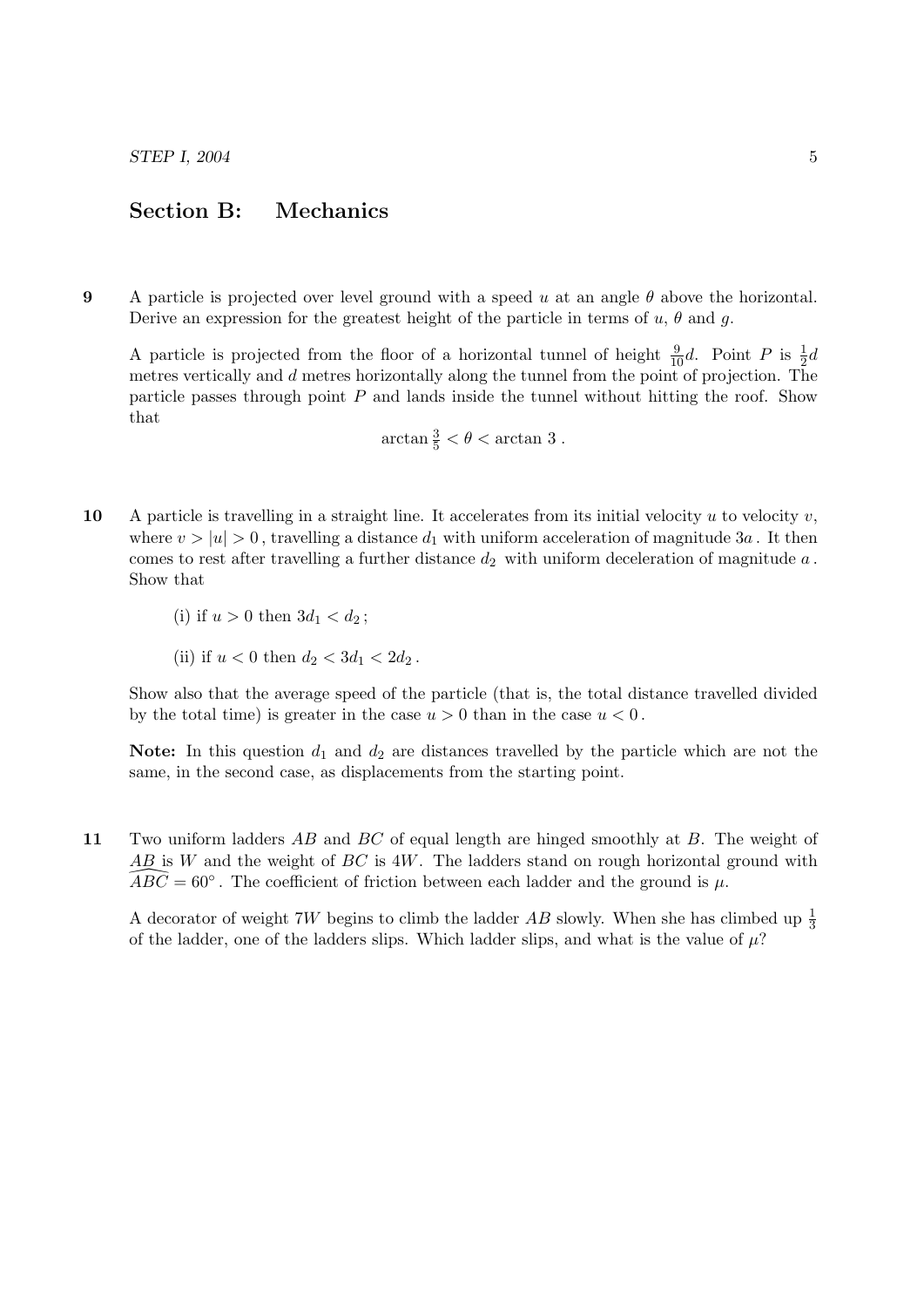## Section B: Mechanics

**9** A particle is projected over level ground with a speed $u$ at an angle $\theta$ above the horizontal. Derive an expression for the greatest height of the particle in terms of $u$, $\theta$ and $g$.

A particle is projected from the floor of a horizontal tunnel of height $\frac{9}{10}d$. Point $P$ is $\frac{1}{2}d$ metres vertically and $d$ metres horizontally along the tunnel from the point of projection. The particle passes through point $P$ and lands inside the tunnel without hitting the roof. Show that

$$\arctan \tfrac{3}{5} < \theta < \arctan 3 \,.$$

**10** A particle is travelling in a straight line. It accelerates from its initial velocity $u$ to velocity $v$, where $v > |u| > 0$, travelling a distance $d_1$ with uniform acceleration of magnitude $3a$. It then comes to rest after travelling a further distance $d_2$ with uniform deceleration of magnitude $a$. Show that

(i) if $u > 0$ then $3d_1 < d_2$;

(ii) if $u < 0$ then $d_2 < 3d_1 < 2d_2$.

Show also that the average speed of the particle (that is, the total distance travelled divided by the total time) is greater in the case $u > 0$ than in the case $u < 0$.

**Note:** In this question $d_1$ and $d_2$ are distances travelled by the particle which are not the same, in the second case, as displacements from the starting point.

**11** Two uniform ladders $AB$ and $BC$ of equal length are hinged smoothly at $B$. The weight of $AB$ is $W$ and the weight of $BC$ is $4W$. The ladders stand on rough horizontal ground with $\widehat{ABC} = 60^\circ$. The coefficient of friction between each ladder and the ground is $\mu$.

A decorator of weight $7W$ begins to climb the ladder $AB$ slowly. When she has climbed up $\frac{1}{3}$ of the ladder, one of the ladders slips. Which ladder slips, and what is the value of $\mu$?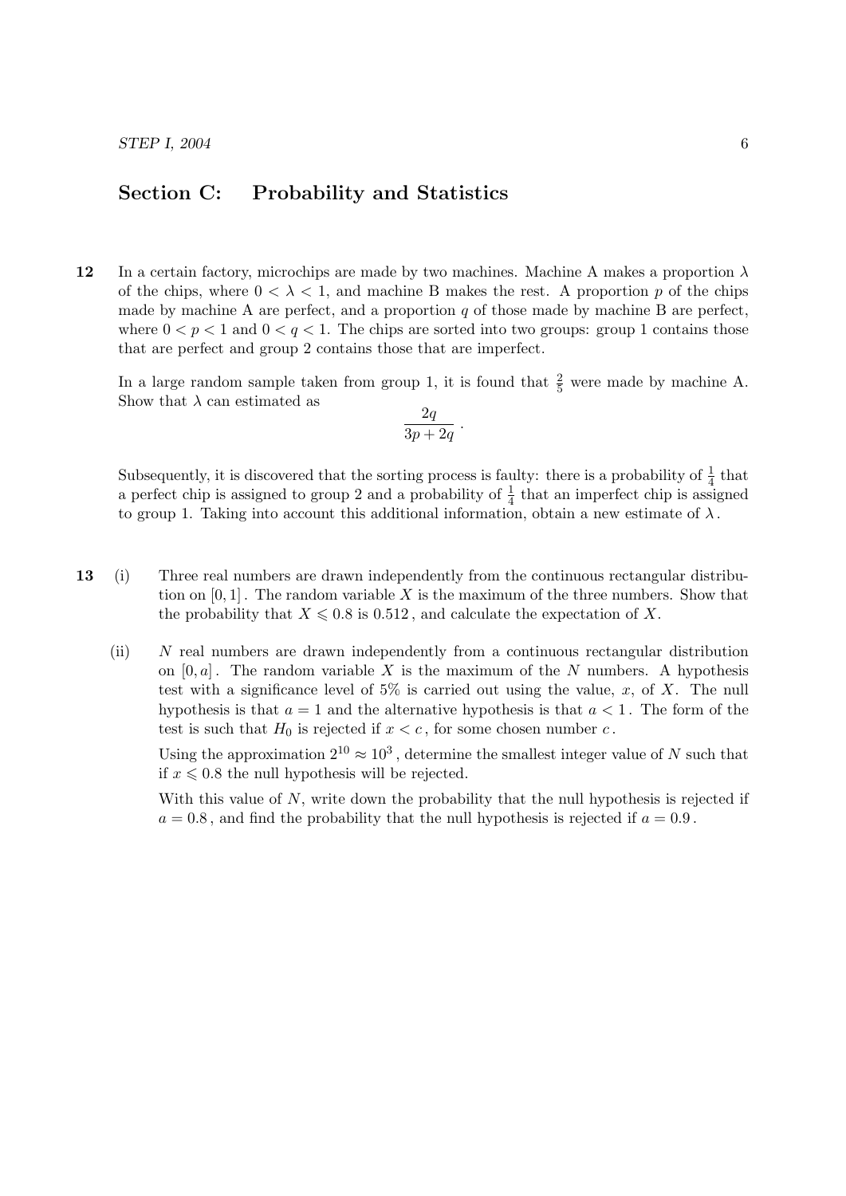## Section C: Probability and Statistics

**12** In a certain factory, microchips are made by two machines. Machine A makes a proportion $\lambda$ of the chips, where $0 < \lambda < 1$, and machine B makes the rest. A proportion $p$ of the chips made by machine A are perfect, and a proportion $q$ of those made by machine B are perfect, where $0 < p < 1$ and $0 < q < 1$. The chips are sorted into two groups: group 1 contains those that are perfect and group 2 contains those that are imperfect.

In a large random sample taken from group 1, it is found that $\frac{2}{5}$ were made by machine A. Show that $\lambda$ can estimated as

$$\frac{2q}{3p + 2q} \, .$$

Subsequently, it is discovered that the sorting process is faulty: there is a probability of $\frac{1}{4}$ that a perfect chip is assigned to group 2 and a probability of $\frac{1}{4}$ that an imperfect chip is assigned to group 1. Taking into account this additional information, obtain a new estimate of $\lambda$.

**13** (i) Three real numbers are drawn independently from the continuous rectangular distribution on $[0, 1]$. The random variable $X$ is the maximum of the three numbers. Show that the probability that $X \leqslant 0.8$ is $0.512$, and calculate the expectation of $X$.

(ii) $N$ real numbers are drawn independently from a continuous rectangular distribution on $[0, a]$. The random variable $X$ is the maximum of the $N$ numbers. A hypothesis test with a significance level of 5% is carried out using the value, $x$, of $X$. The null hypothesis is that $a = 1$ and the alternative hypothesis is that $a < 1$. The form of the test is such that $H_0$ is rejected if $x < c$, for some chosen number $c$.

Using the approximation $2^{10} \approx 10^3$, determine the smallest integer value of $N$ such that if $x \leqslant 0.8$ the null hypothesis will be rejected.

With this value of $N$, write down the probability that the null hypothesis is rejected if $a = 0.8$, and find the probability that the null hypothesis is rejected if $a = 0.9$.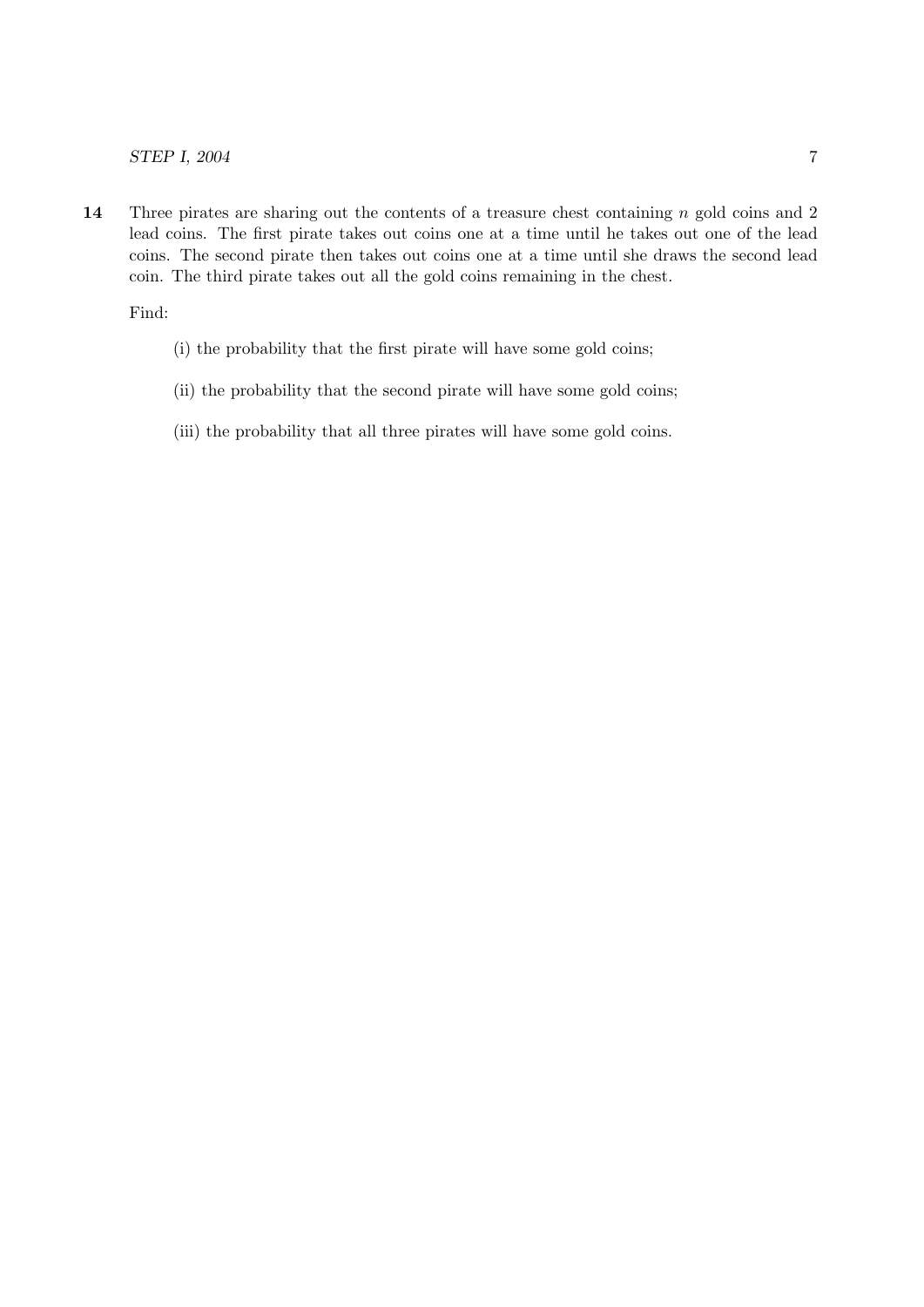**14** Three pirates are sharing out the contents of a treasure chest containing $n$ gold coins and 2 lead coins. The first pirate takes out coins one at a time until he takes out one of the lead coins. The second pirate then takes out coins one at a time until she draws the second lead coin. The third pirate takes out all the gold coins remaining in the chest.

Find:

(i) the probability that the first pirate will have some gold coins;

(ii) the probability that the second pirate will have some gold coins;

(iii) the probability that all three pirates will have some gold coins.